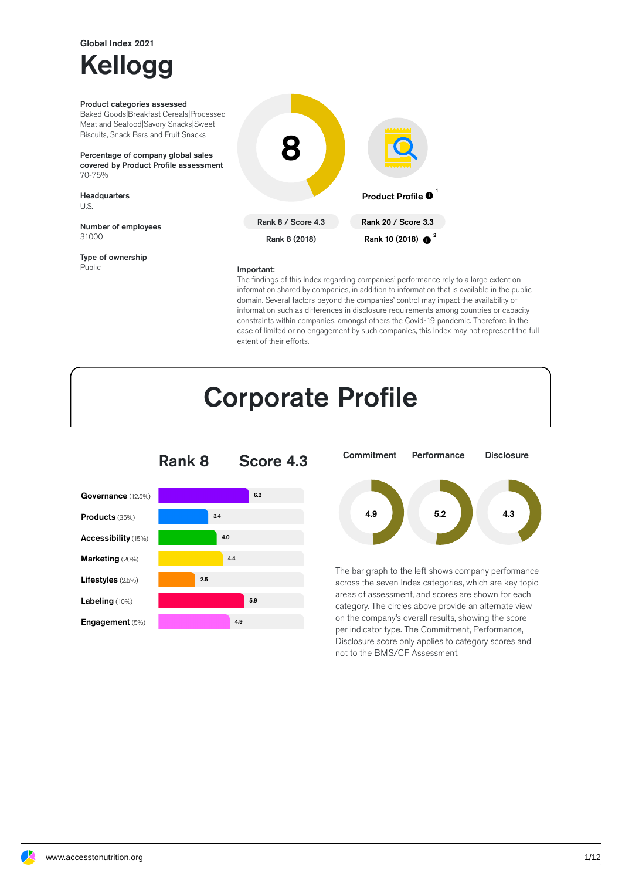Global Index 2021

# Kellogg

**Product categories assessed**
Baked Goods|Breakfast Cereals|Processed Meat and Seafood|Savory Snacks|Sweet Biscuits, Snack Bars and Fruit Snacks

**Percentage of company global sales covered by Product Profile assessment**
70-75%

**Headquarters**
U.S.

**Number of employees**
31000

**Type of ownership**
Public

8

Rank 8 / Score 4.3

Rank 8 (2018)

Product Profile [1]

Rank 20 / Score 3.3

Rank 10 (2018) [2]

**Important:**
The findings of this Index regarding companies' performance rely to a large extent on information shared by companies, in addition to information that is available in the public domain. Several factors beyond the companies' control may impact the availability of information such as differences in disclosure requirements among countries or capacity constraints within companies, amongst others the Covid-19 pandemic. Therefore, in the case of limited or no engagement by such companies, this Index may not represent the full extent of their efforts.

# Corporate Profile

## Rank 8 Score 4.3

| Category | Score |
| --- | --- |
| **Governance** (12.5%) | 6.2 |
| **Products** (35%) | 3.4 |
| **Accessibility** (15%) | 4.0 |
| **Marketing** (20%) | 4.4 |
| **Lifestyles** (2.5%) | 2.5 |
| **Labeling** (10%) | 5.9 |
| **Engagement** (5%) | 4.9 |

| Commitment | Performance | Disclosure |
| --- | --- | --- |
| 4.9 | 5.2 | 4.3 |

The bar graph to the left shows company performance across the seven Index categories, which are key topic areas of assessment, and scores are shown for each category. The circles above provide an alternate view on the company's overall results, showing the score per indicator type. The Commitment, Performance, Disclosure score only applies to category scores and not to the BMS/CF Assessment.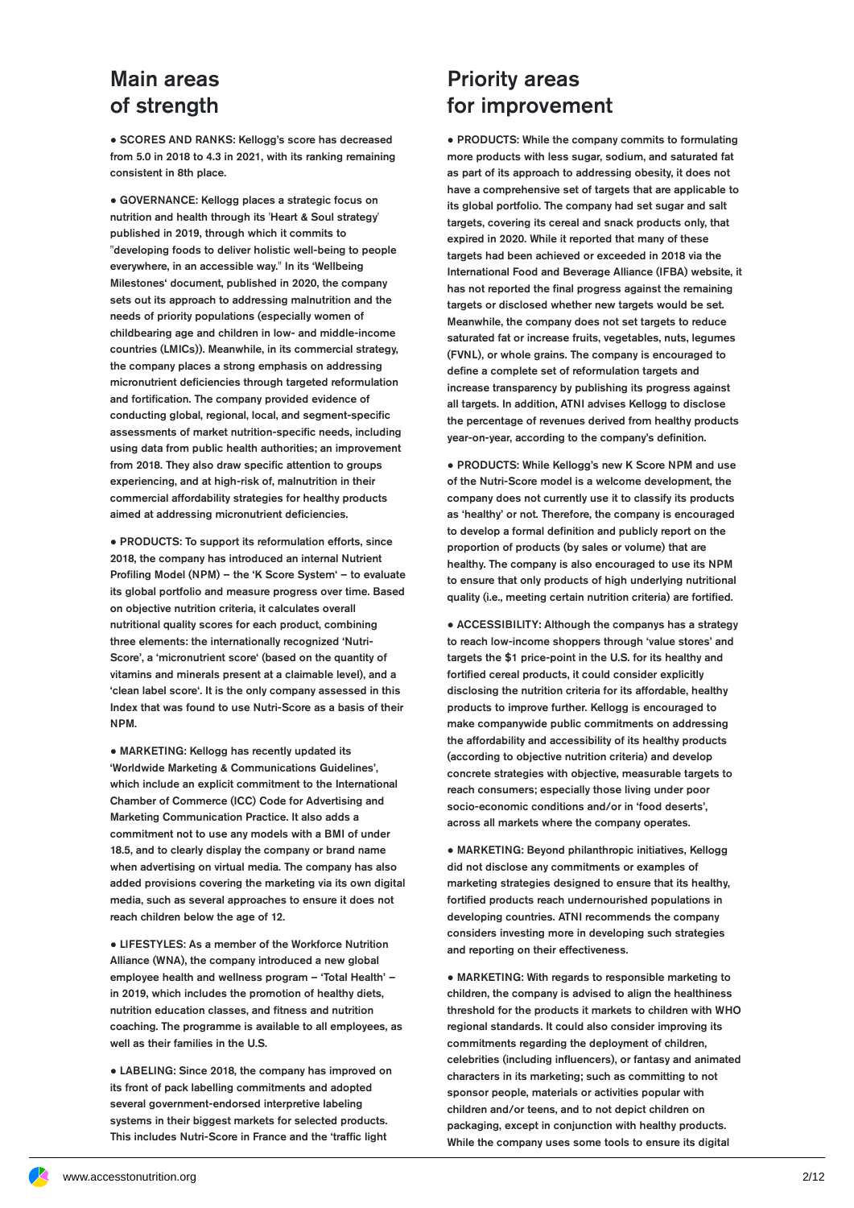## Main areas of strength

● SCORES AND RANKS: Kellogg's score has decreased from 5.0 in 2018 to 4.3 in 2021, with its ranking remaining consistent in 8th place.

● GOVERNANCE: Kellogg places a strategic focus on nutrition and health through its 'Heart & Soul strategy' published in 2019, through which it commits to "developing foods to deliver holistic well-being to people everywhere, in an accessible way." In its 'Wellbeing Milestones' document, published in 2020, the company sets out its approach to addressing malnutrition and the needs of priority populations (especially women of childbearing age and children in low- and middle-income countries (LMICs)). Meanwhile, in its commercial strategy, the company places a strong emphasis on addressing micronutrient deficiencies through targeted reformulation and fortification. The company provided evidence of conducting global, regional, local, and segment-specific assessments of market nutrition-specific needs, including using data from public health authorities; an improvement from 2018. They also draw specific attention to groups experiencing, and at high-risk of, malnutrition in their commercial affordability strategies for healthy products aimed at addressing micronutrient deficiencies.

● PRODUCTS: To support its reformulation efforts, since 2018, the company has introduced an internal Nutrient Profiling Model (NPM) – the 'K Score System' – to evaluate its global portfolio and measure progress over time. Based on objective nutrition criteria, it calculates overall nutritional quality scores for each product, combining three elements: the internationally recognized 'Nutri-Score', a 'micronutrient score' (based on the quantity of vitamins and minerals present at a claimable level), and a 'clean label score'. It is the only company assessed in this Index that was found to use Nutri-Score as a basis of their NPM.

● MARKETING: Kellogg has recently updated its 'Worldwide Marketing & Communications Guidelines', which include an explicit commitment to the International Chamber of Commerce (ICC) Code for Advertising and Marketing Communication Practice. It also adds a commitment not to use any models with a BMI of under 18.5, and to clearly display the company or brand name when advertising on virtual media. The company has also added provisions covering the marketing via its own digital media, such as several approaches to ensure it does not reach children below the age of 12.

● LIFESTYLES: As a member of the Workforce Nutrition Alliance (WNA), the company introduced a new global employee health and wellness program – 'Total Health' – in 2019, which includes the promotion of healthy diets, nutrition education classes, and fitness and nutrition coaching. The programme is available to all employees, as well as their families in the U.S.

● LABELING: Since 2018, the company has improved on its front of pack labelling commitments and adopted several government-endorsed interpretive labeling systems in their biggest markets for selected products. This includes Nutri-Score in France and the 'traffic light

## Priority areas for improvement

● PRODUCTS: While the company commits to formulating more products with less sugar, sodium, and saturated fat as part of its approach to addressing obesity, it does not have a comprehensive set of targets that are applicable to its global portfolio. The company had set sugar and salt targets, covering its cereal and snack products only, that expired in 2020. While it reported that many of these targets had been achieved or exceeded in 2018 via the International Food and Beverage Alliance (IFBA) website, it has not reported the final progress against the remaining targets or disclosed whether new targets would be set. Meanwhile, the company does not set targets to reduce saturated fat or increase fruits, vegetables, nuts, legumes (FVNL), or whole grains. The company is encouraged to define a complete set of reformulation targets and increase transparency by publishing its progress against all targets. In addition, ATNI advises Kellogg to disclose the percentage of revenues derived from healthy products year-on-year, according to the company's definition.

● PRODUCTS: While Kellogg's new K Score NPM and use of the Nutri-Score model is a welcome development, the company does not currently use it to classify its products as 'healthy' or not. Therefore, the company is encouraged to develop a formal definition and publicly report on the proportion of products (by sales or volume) that are healthy. The company is also encouraged to use its NPM to ensure that only products of high underlying nutritional quality (i.e., meeting certain nutrition criteria) are fortified.

● ACCESSIBILITY: Although the companys has a strategy to reach low-income shoppers through 'value stores' and targets the $1 price-point in the U.S. for its healthy and fortified cereal products, it could consider explicitly disclosing the nutrition criteria for its affordable, healthy products to improve further. Kellogg is encouraged to make companywide public commitments on addressing the affordability and accessibility of its healthy products (according to objective nutrition criteria) and develop concrete strategies with objective, measurable targets to reach consumers; especially those living under poor socio-economic conditions and/or in 'food deserts', across all markets where the company operates.

● MARKETING: Beyond philanthropic initiatives, Kellogg did not disclose any commitments or examples of marketing strategies designed to ensure that its healthy, fortified products reach undernourished populations in developing countries. ATNI recommends the company considers investing more in developing such strategies and reporting on their effectiveness.

● MARKETING: With regards to responsible marketing to children, the company is advised to align the healthiness threshold for the products it markets to children with WHO regional standards. It could also consider improving its commitments regarding the deployment of children, celebrities (including influencers), or fantasy and animated characters in its marketing; such as committing to not sponsor people, materials or activities popular with children and/or teens, and to not depict children on packaging, except in conjunction with healthy products. While the company uses some tools to ensure its digital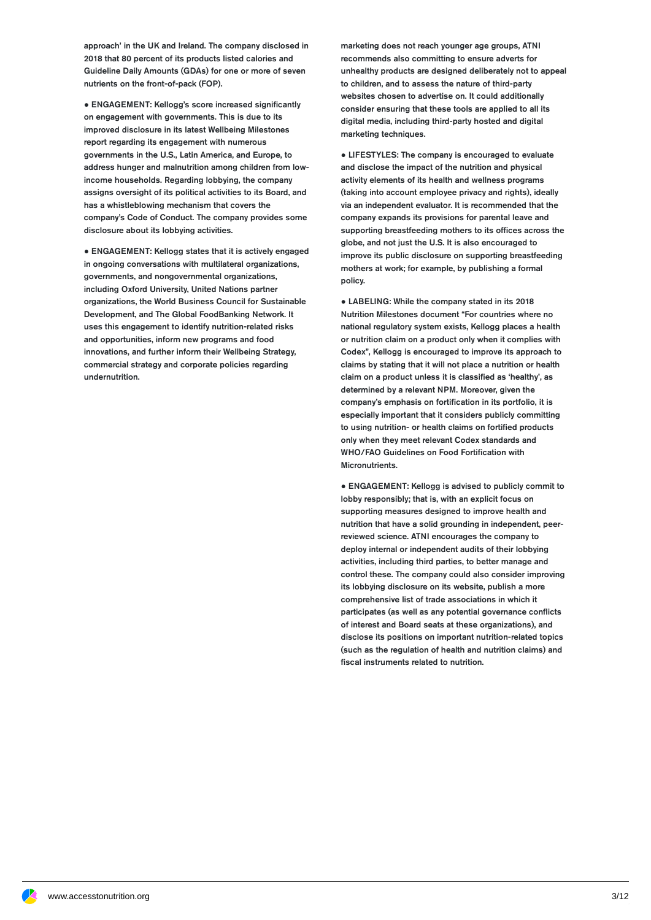approach' in the UK and Ireland. The company disclosed in 2018 that 80 percent of its products listed calories and Guideline Daily Amounts (GDAs) for one or more of seven nutrients on the front-of-pack (FOP).

● ENGAGEMENT: Kellogg's score increased significantly on engagement with governments. This is due to its improved disclosure in its latest Wellbeing Milestones report regarding its engagement with numerous governments in the U.S., Latin America, and Europe, to address hunger and malnutrition among children from low-income households. Regarding lobbying, the company assigns oversight of its political activities to its Board, and has a whistleblowing mechanism that covers the company's Code of Conduct. The company provides some disclosure about its lobbying activities.

● ENGAGEMENT: Kellogg states that it is actively engaged in ongoing conversations with multilateral organizations, governments, and nongovernmental organizations, including Oxford University, United Nations partner organizations, the World Business Council for Sustainable Development, and The Global FoodBanking Network. It uses this engagement to identify nutrition-related risks and opportunities, inform new programs and food innovations, and further inform their Wellbeing Strategy, commercial strategy and corporate policies regarding undernutrition.

marketing does not reach younger age groups, ATNI recommends also committing to ensure adverts for unhealthy products are designed deliberately not to appeal to children, and to assess the nature of third-party websites chosen to advertise on. It could additionally consider ensuring that these tools are applied to all its digital media, including third-party hosted and digital marketing techniques.

● LIFESTYLES: The company is encouraged to evaluate and disclose the impact of the nutrition and physical activity elements of its health and wellness programs (taking into account employee privacy and rights), ideally via an independent evaluator. It is recommended that the company expands its provisions for parental leave and supporting breastfeeding mothers to its offices across the globe, and not just the U.S. It is also encouraged to improve its public disclosure on supporting breastfeeding mothers at work; for example, by publishing a formal policy.

● LABELING: While the company stated in its 2018 Nutrition Milestones document "For countries where no national regulatory system exists, Kellogg places a health or nutrition claim on a product only when it complies with Codex", Kellogg is encouraged to improve its approach to claims by stating that it will not place a nutrition or health claim on a product unless it is classified as 'healthy', as determined by a relevant NPM. Moreover, given the company's emphasis on fortification in its portfolio, it is especially important that it considers publicly committing to using nutrition- or health claims on fortified products only when they meet relevant Codex standards and WHO/FAO Guidelines on Food Fortification with Micronutrients.

● ENGAGEMENT: Kellogg is advised to publicly commit to lobby responsibly; that is, with an explicit focus on supporting measures designed to improve health and nutrition that have a solid grounding in independent, peer-reviewed science. ATNI encourages the company to deploy internal or independent audits of their lobbying activities, including third parties, to better manage and control these. The company could also consider improving its lobbying disclosure on its website, publish a more comprehensive list of trade associations in which it participates (as well as any potential governance conflicts of interest and Board seats at these organizations), and disclose its positions on important nutrition-related topics (such as the regulation of health and nutrition claims) and fiscal instruments related to nutrition.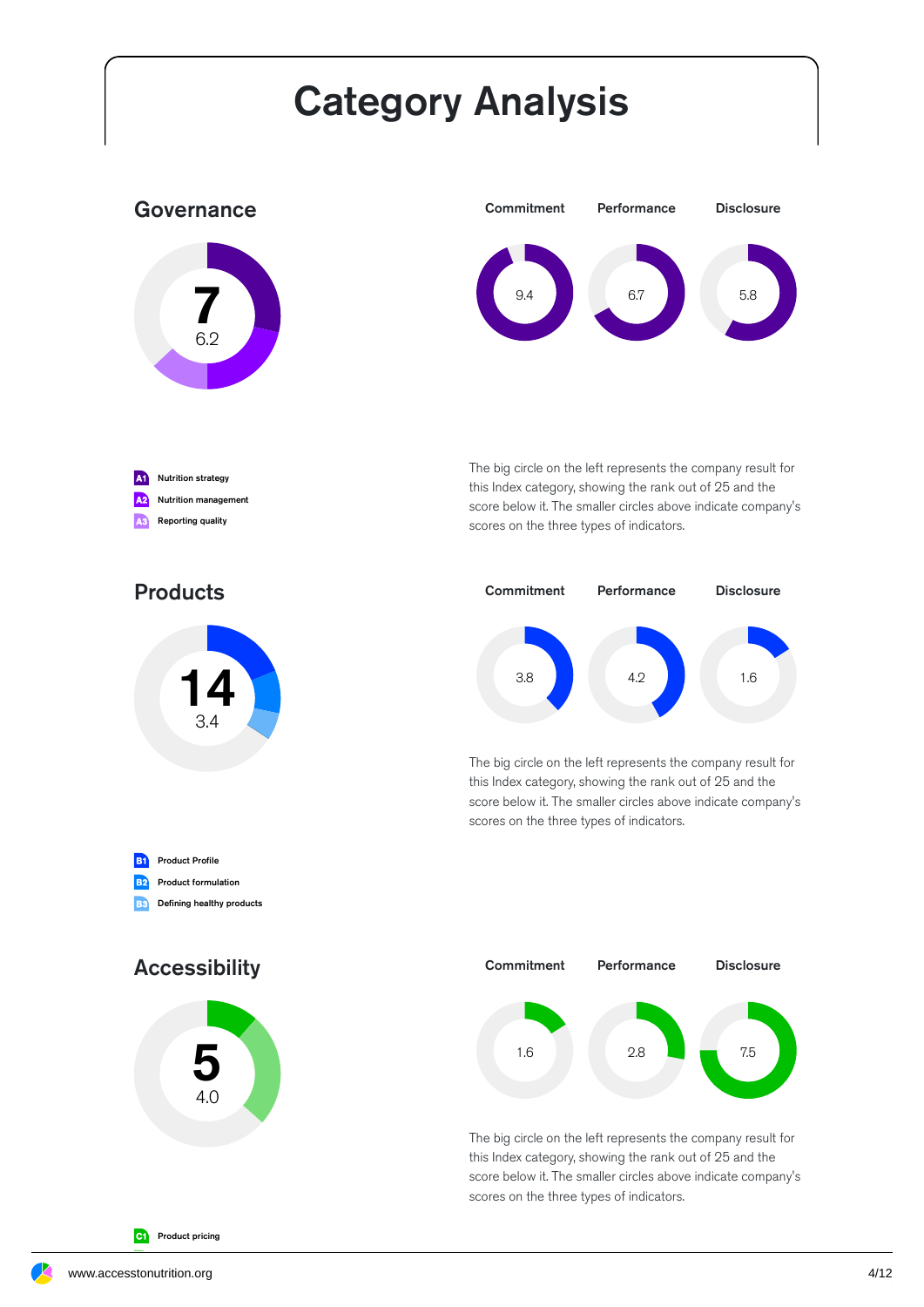# Category Analysis

## Governance

**7**
6.2

| Commitment | Performance | Disclosure |
|---|---|---|
| 9.4 | 6.7 | 5.8 |

- **A1** Nutrition strategy
- **A2** Nutrition management
- **A3** Reporting quality

The big circle on the left represents the company result for this Index category, showing the rank out of 25 and the score below it. The smaller circles above indicate company's scores on the three types of indicators.

## Products

**14**
3.4

| Commitment | Performance | Disclosure |
|---|---|---|
| 3.8 | 4.2 | 1.6 |

The big circle on the left represents the company result for this Index category, showing the rank out of 25 and the score below it. The smaller circles above indicate company's scores on the three types of indicators.

- **B1** Product Profile
- **B2** Product formulation
- **B3** Defining healthy products

## Accessibility

**5**
4.0

| Commitment | Performance | Disclosure |
|---|---|---|
| 1.6 | 2.8 | 7.5 |

The big circle on the left represents the company result for this Index category, showing the rank out of 25 and the score below it. The smaller circles above indicate company's scores on the three types of indicators.

- **C1** Product pricing

www.accesstonutrition.org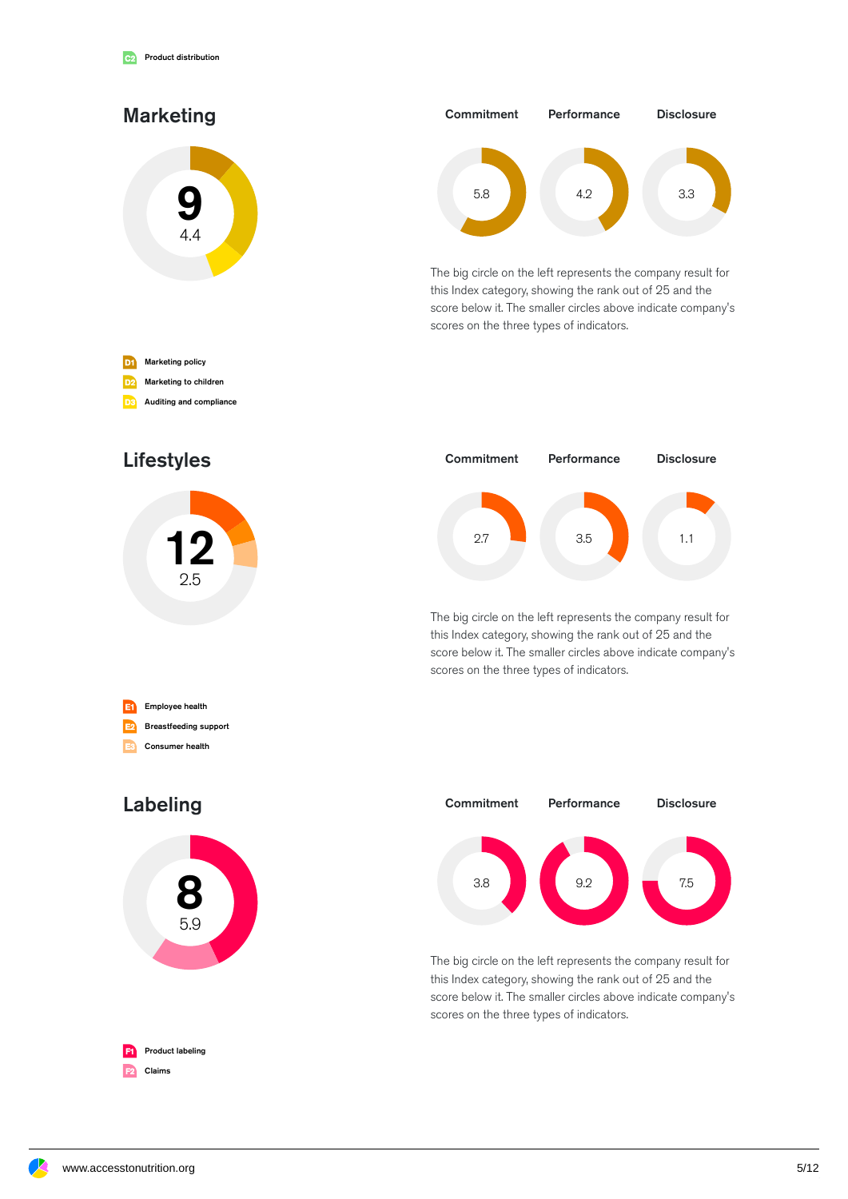C2 Product distribution

## Marketing

9

4.4

| Commitment | Performance | Disclosure |
|---|---|---|
| 5.8 | 4.2 | 3.3 |

The big circle on the left represents the company result for this Index category, showing the rank out of 25 and the score below it. The smaller circles above indicate company's scores on the three types of indicators.

- D1 Marketing policy
- D2 Marketing to children
- D3 Auditing and compliance

## Lifestyles

12

2.5

| Commitment | Performance | Disclosure |
|---|---|---|
| 2.7 | 3.5 | 1.1 |

The big circle on the left represents the company result for this Index category, showing the rank out of 25 and the score below it. The smaller circles above indicate company's scores on the three types of indicators.

- E1 Employee health
- E2 Breastfeeding support
- E3 Consumer health

## Labeling

8

5.9

| Commitment | Performance | Disclosure |
|---|---|---|
| 3.8 | 9.2 | 7.5 |

The big circle on the left represents the company result for this Index category, showing the rank out of 25 and the score below it. The smaller circles above indicate company's scores on the three types of indicators.

- F1 Product labeling
- F2 Claims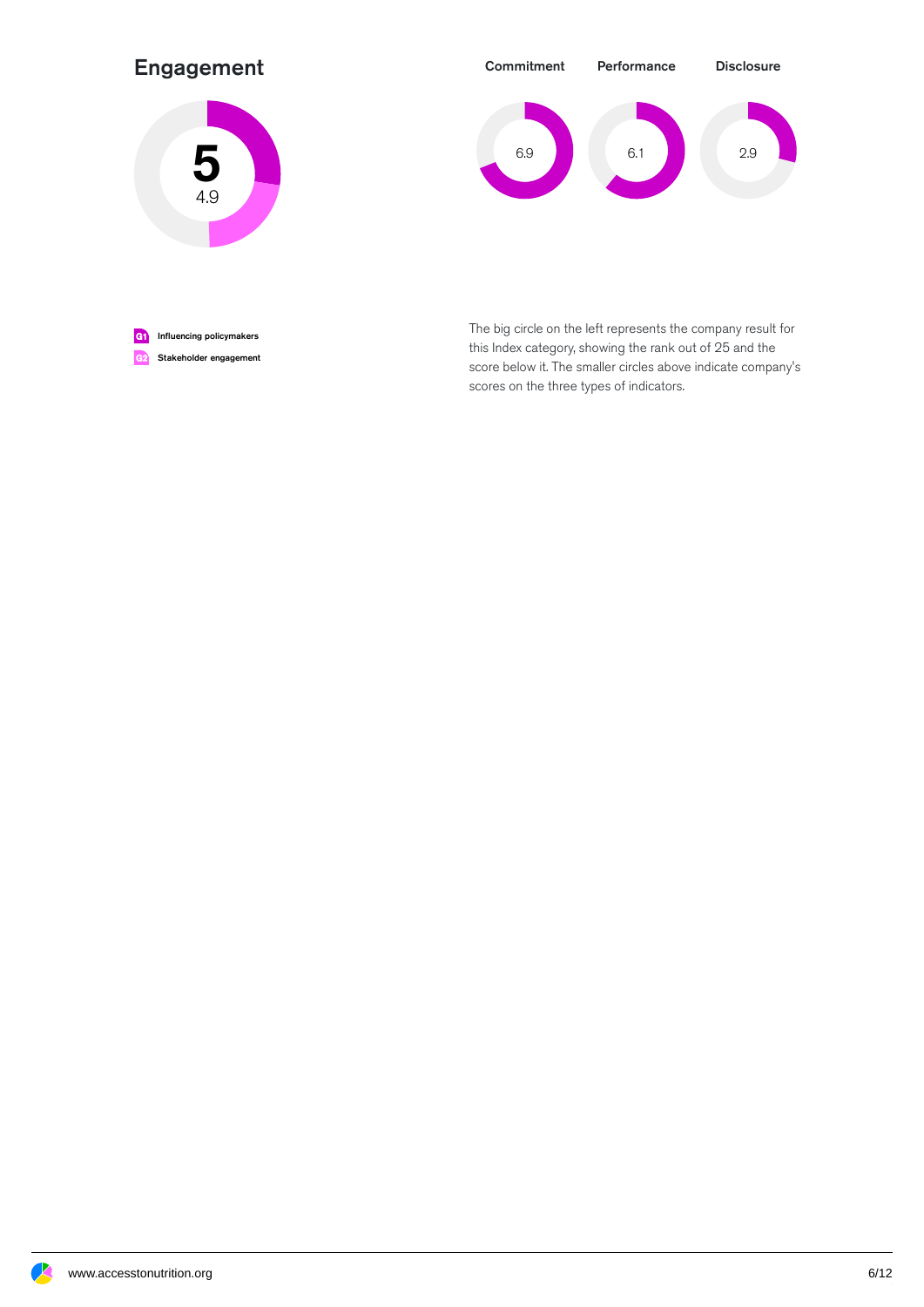## Engagement

5

4.9

Commitment 6.9

Performance 6.1

Disclosure 2.9

G1 Influencing policymakers

G2 Stakeholder engagement

The big circle on the left represents the company result for this Index category, showing the rank out of 25 and the score below it. The smaller circles above indicate company's scores on the three types of indicators.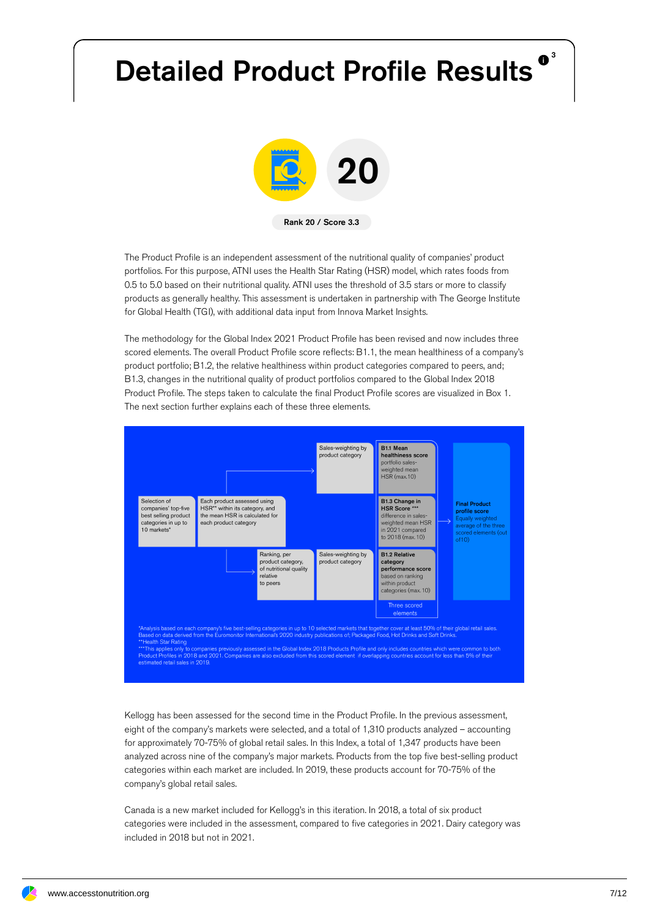# Detailed Product Profile Results [3]

20

Rank 20 / Score 3.3

The Product Profile is an independent assessment of the nutritional quality of companies' product portfolios. For this purpose, ATNI uses the Health Star Rating (HSR) model, which rates foods from 0.5 to 5.0 based on their nutritional quality. ATNI uses the threshold of 3.5 stars or more to classify products as generally healthy. This assessment is undertaken in partnership with The George Institute for Global Health (TGI), with additional data input from Innova Market Insights.

The methodology for the Global Index 2021 Product Profile has been revised and now includes three scored elements. The overall Product Profile score reflects: B1.1, the mean healthiness of a company's product portfolio; B1.2, the relative healthiness within product categories compared to peers, and; B1.3, changes in the nutritional quality of product portfolios compared to the Global Index 2018 Product Profile. The steps taken to calculate the final Product Profile scores are visualized in Box 1. The next section further explains each of these three elements.

Selection of companies' top-five best selling product categories in up to 10 markets*

Each product assessed using HSR** within its category, and the mean HSR is calculated for each product category

Sales-weighting by product category

Ranking, per product category, of nutritional quality relative to peers

Sales-weighting by product category

**B1.1 Mean healthiness score** portfolio sales-weighted mean HSR (max.10)

**B1.3 Change in HSR Score \*\*\*** difference in sales-weighted mean HSR in 2021 compared to 2018 (max. 10)

**B1.2 Relative category performance score** based on ranking within product categories (max. 10)

Three scored elements

**Final Product profile score** Equally weighted average of the three scored elements (out of10)

*Analysis based on each company's five best-selling categories in up to 10 selected markets that together cover at least 50% of their global retail sales. Based on data derived from the Euromonitor International's 2020 industry publications of; Packaged Food, Hot Drinks and Soft Drinks.
**Health Star Rating
***This applies only to companies previously assessed in the Global Index 2018 Products Profile and only includes countries which were common to both Product Profiles in 2018 and 2021. Companies are also excluded from this scored element if overlapping countries account for less than 5% of their estimated retail sales in 2019.

Kellogg has been assessed for the second time in the Product Profile. In the previous assessment, eight of the company's markets were selected, and a total of 1,310 products analyzed – accounting for approximately 70-75% of global retail sales. In this Index, a total of 1,347 products have been analyzed across nine of the company's major markets. Products from the top five best-selling product categories within each market are included. In 2019, these products account for 70-75% of the company's global retail sales.

Canada is a new market included for Kellogg's in this iteration. In 2018, a total of six product categories were included in the assessment, compared to five categories in 2021. Dairy category was included in 2018 but not in 2021.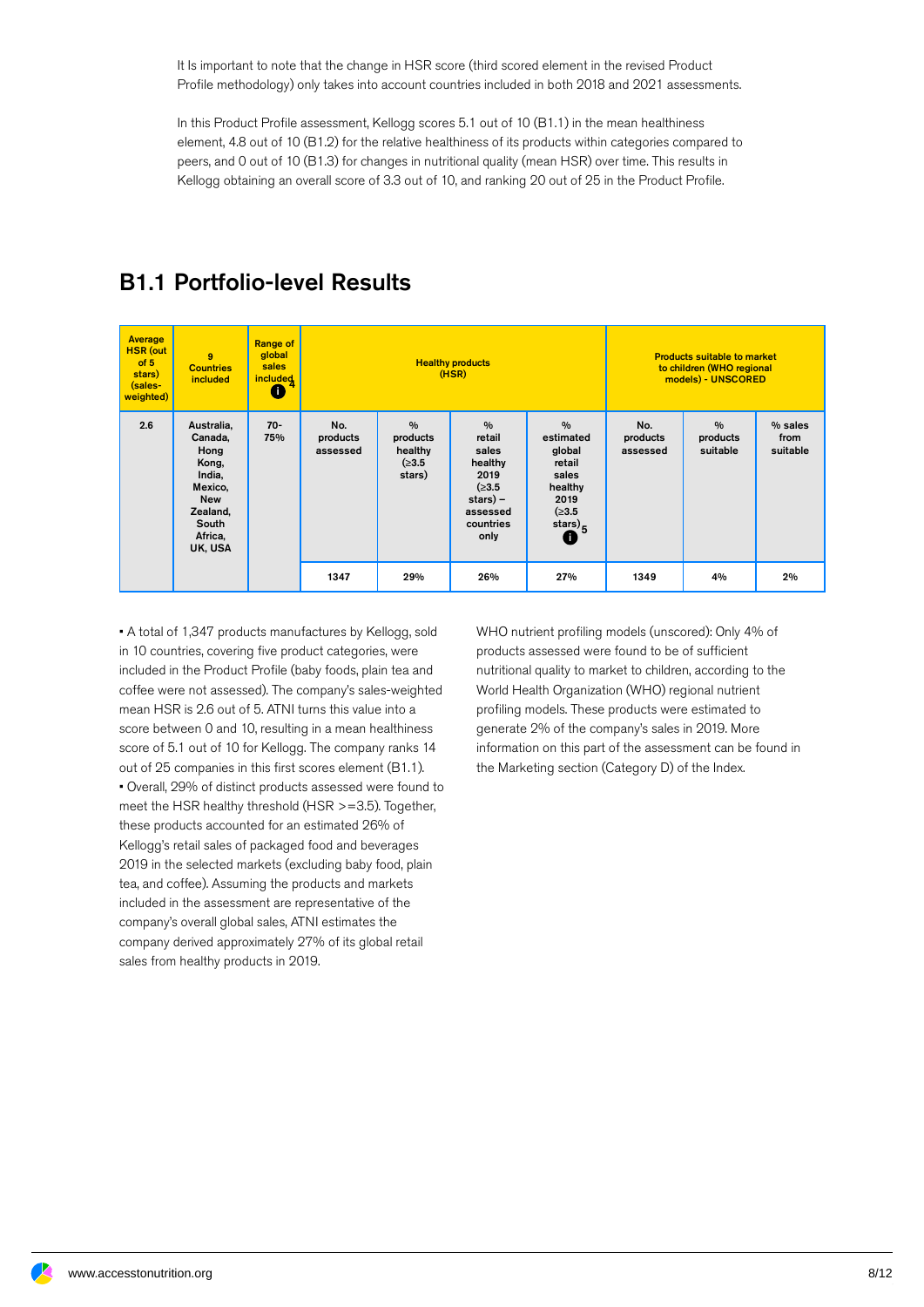It Is important to note that the change in HSR score (third scored element in the revised Product Profile methodology) only takes into account countries included in both 2018 and 2021 assessments.

In this Product Profile assessment, Kellogg scores 5.1 out of 10 (B1.1) in the mean healthiness element, 4.8 out of 10 (B1.2) for the relative healthiness of its products within categories compared to peers, and 0 out of 10 (B1.3) for changes in nutritional quality (mean HSR) over time. This results in Kellogg obtaining an overall score of 3.3 out of 10, and ranking 20 out of 25 in the Product Profile.

## B1.1 Portfolio-level Results

| Average HSR (out of 5 stars) (sales-weighted) | 9 Countries included | Range of global sales included[4] | Healthy products (HSR) | | | | Products suitable to market to children (WHO regional models) - UNSCORED | | |
|---|---|---|---|---|---|---|---|---|---|
| | | | No. products assessed | % products healthy (≥3.5 stars) | % retail sales healthy 2019 (≥3.5 stars) – assessed countries only | % estimated global retail sales healthy 2019 (≥3.5 stars)[5] | No. products assessed | % products suitable | % sales from suitable |
| 2.6 | Australia, Canada, Hong Kong, India, Mexico, New Zealand, South Africa, UK, USA | 70-75% | 1347 | 29% | 26% | 27% | 1349 | 4% | 2% |

- A total of 1,347 products manufactures by Kellogg, sold in 10 countries, covering five product categories, were included in the Product Profile (baby foods, plain tea and coffee were not assessed). The company's sales-weighted mean HSR is 2.6 out of 5. ATNI turns this value into a score between 0 and 10, resulting in a mean healthiness score of 5.1 out of 10 for Kellogg. The company ranks 14 out of 25 companies in this first scores element (B1.1).
- Overall, 29% of distinct products assessed were found to meet the HSR healthy threshold (HSR >=3.5). Together, these products accounted for an estimated 26% of Kellogg's retail sales of packaged food and beverages 2019 in the selected markets (excluding baby food, plain tea, and coffee). Assuming the products and markets included in the assessment are representative of the company's overall global sales, ATNI estimates the company derived approximately 27% of its global retail sales from healthy products in 2019.

WHO nutrient profiling models (unscored): Only 4% of products assessed were found to be of sufficient nutritional quality to market to children, according to the World Health Organization (WHO) regional nutrient profiling models. These products were estimated to generate 2% of the company's sales in 2019. More information on this part of the assessment can be found in the Marketing section (Category D) of the Index.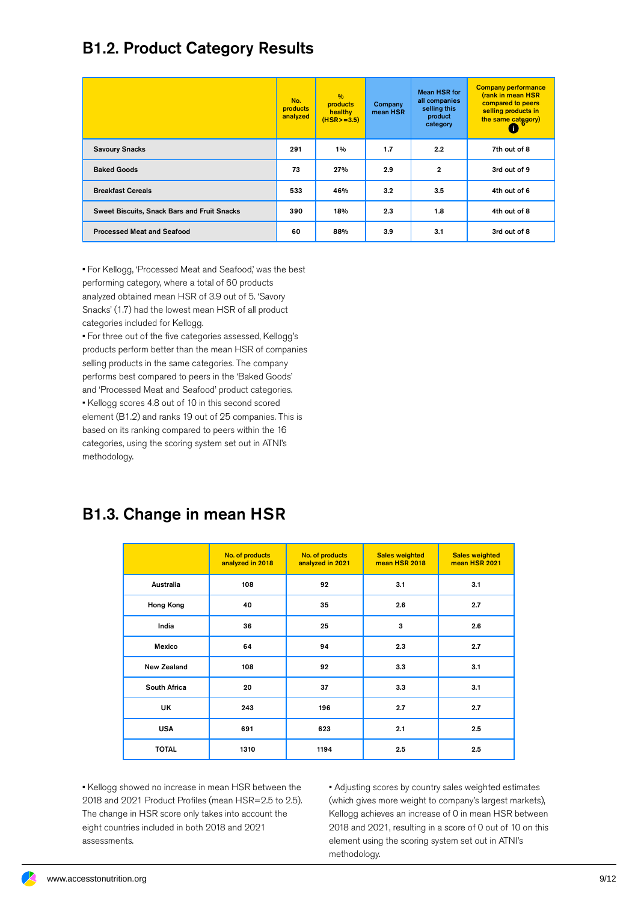## B1.2. Product Category Results

| | No. products analyzed | % products healthy (HSR>=3.5) | Company mean HSR | Mean HSR for all companies selling this product category | Company performance (rank in mean HSR compared to peers selling products in the same category) |
|---|---|---|---|---|---|
| Savoury Snacks | 291 | 1% | 1.7 | 2.2 | 7th out of 8 |
| Baked Goods | 73 | 27% | 2.9 | 2 | 3rd out of 9 |
| Breakfast Cereals | 533 | 46% | 3.2 | 3.5 | 4th out of 6 |
| Sweet Biscuits, Snack Bars and Fruit Snacks | 390 | 18% | 2.3 | 1.8 | 4th out of 8 |
| Processed Meat and Seafood | 60 | 88% | 3.9 | 3.1 | 3rd out of 8 |

- For Kellogg, 'Processed Meat and Seafood,' was the best performing category, where a total of 60 products analyzed obtained mean HSR of 3.9 out of 5. 'Savory Snacks' (1.7) had the lowest mean HSR of all product categories included for Kellogg.
- For three out of the five categories assessed, Kellogg's products perform better than the mean HSR of companies selling products in the same categories. The company performs best compared to peers in the 'Baked Goods' and 'Processed Meat and Seafood' product categories.
- Kellogg scores 4.8 out of 10 in this second scored element (B1.2) and ranks 19 out of 25 companies. This is based on its ranking compared to peers within the 16 categories, using the scoring system set out in ATNI's methodology.

## B1.3. Change in mean HSR

| | No. of products analyzed in 2018 | No. of products analyzed in 2021 | Sales weighted mean HSR 2018 | Sales weighted mean HSR 2021 |
|---|---|---|---|---|
| Australia | 108 | 92 | 3.1 | 3.1 |
| Hong Kong | 40 | 35 | 2.6 | 2.7 |
| India | 36 | 25 | 3 | 2.6 |
| Mexico | 64 | 94 | 2.3 | 2.7 |
| New Zealand | 108 | 92 | 3.3 | 3.1 |
| South Africa | 20 | 37 | 3.3 | 3.1 |
| UK | 243 | 196 | 2.7 | 2.7 |
| USA | 691 | 623 | 2.1 | 2.5 |
| TOTAL | 1310 | 1194 | 2.5 | 2.5 |

- Kellogg showed no increase in mean HSR between the 2018 and 2021 Product Profiles (mean HSR=2.5 to 2.5). The change in HSR score only takes into account the eight countries included in both 2018 and 2021 assessments.
- Adjusting scores by country sales weighted estimates (which gives more weight to company's largest markets), Kellogg achieves an increase of 0 in mean HSR between 2018 and 2021, resulting in a score of 0 out of 10 on this element using the scoring system set out in ATNI's methodology.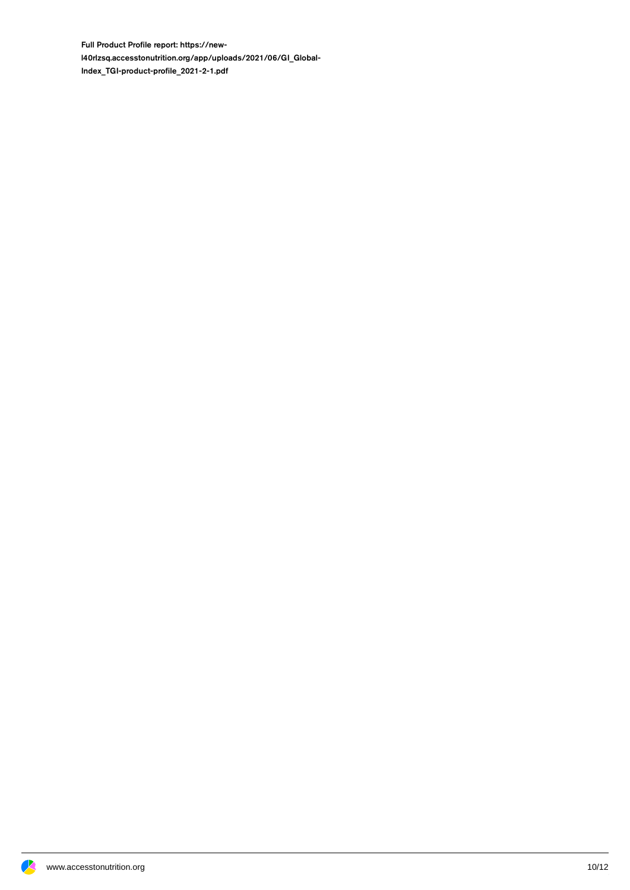**Full Product Profile report: https://new-l40rlzsq.accesstonutrition.org/app/uploads/2021/06/GI_Global-Index_TGI-product-profile_2021-2-1.pdf**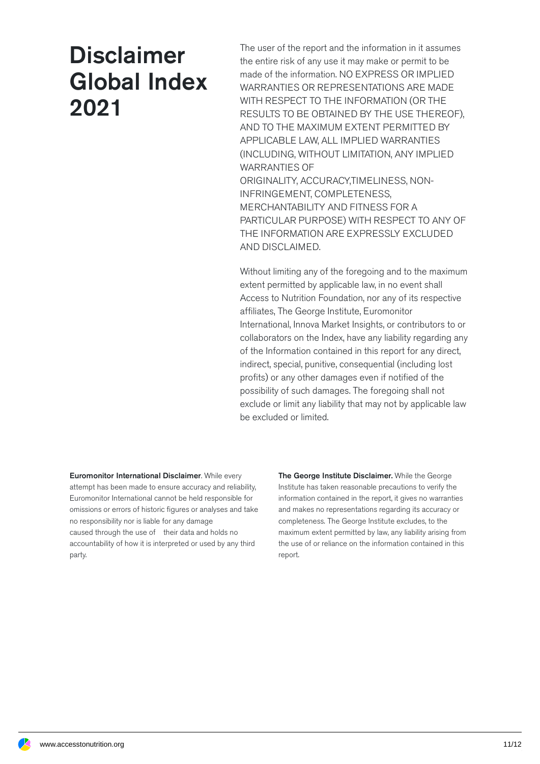# Disclaimer Global Index 2021

The user of the report and the information in it assumes the entire risk of any use it may make or permit to be made of the information. NO EXPRESS OR IMPLIED WARRANTIES OR REPRESENTATIONS ARE MADE WITH RESPECT TO THE INFORMATION (OR THE RESULTS TO BE OBTAINED BY THE USE THEREOF), AND TO THE MAXIMUM EXTENT PERMITTED BY APPLICABLE LAW, ALL IMPLIED WARRANTIES (INCLUDING, WITHOUT LIMITATION, ANY IMPLIED WARRANTIES OF ORIGINALITY, ACCURACY,TIMELINESS, NON-INFRINGEMENT, COMPLETENESS, MERCHANTABILITY AND FITNESS FOR A PARTICULAR PURPOSE) WITH RESPECT TO ANY OF THE INFORMATION ARE EXPRESSLY EXCLUDED AND DISCLAIMED.

Without limiting any of the foregoing and to the maximum extent permitted by applicable law, in no event shall Access to Nutrition Foundation, nor any of its respective affiliates, The George Institute, Euromonitor International, Innova Market Insights, or contributors to or collaborators on the Index, have any liability regarding any of the Information contained in this report for any direct, indirect, special, punitive, consequential (including lost profits) or any other damages even if notified of the possibility of such damages. The foregoing shall not exclude or limit any liability that may not by applicable law be excluded or limited.

**Euromonitor International Disclaimer**. While every attempt has been made to ensure accuracy and reliability, Euromonitor International cannot be held responsible for omissions or errors of historic figures or analyses and take no responsibility nor is liable for any damage caused through the use of their data and holds no accountability of how it is interpreted or used by any third party.

**The George Institute Disclaimer.** While the George Institute has taken reasonable precautions to verify the information contained in the report, it gives no warranties and makes no representations regarding its accuracy or completeness. The George Institute excludes, to the maximum extent permitted by law, any liability arising from the use of or reliance on the information contained in this report.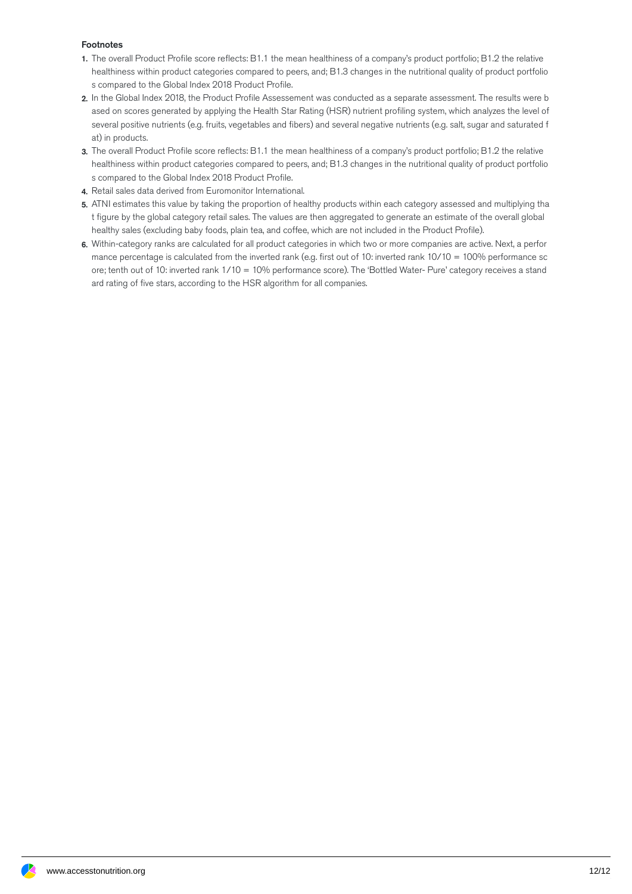**Footnotes**

1. The overall Product Profile score reflects: B1.1 the mean healthiness of a company's product portfolio; B1.2 the relative healthiness within product categories compared to peers, and; B1.3 changes in the nutritional quality of product portfolios compared to the Global Index 2018 Product Profile.
2. In the Global Index 2018, the Product Profile Assessement was conducted as a separate assessment. The results were based on scores generated by applying the Health Star Rating (HSR) nutrient profiling system, which analyzes the level of several positive nutrients (e.g. fruits, vegetables and fibers) and several negative nutrients (e.g. salt, sugar and saturated fat) in products.
3. The overall Product Profile score reflects: B1.1 the mean healthiness of a company's product portfolio; B1.2 the relative healthiness within product categories compared to peers, and; B1.3 changes in the nutritional quality of product portfolios compared to the Global Index 2018 Product Profile.
4. Retail sales data derived from Euromonitor International.
5. ATNI estimates this value by taking the proportion of healthy products within each category assessed and multiplying that figure by the global category retail sales. The values are then aggregated to generate an estimate of the overall global healthy sales (excluding baby foods, plain tea, and coffee, which are not included in the Product Profile).
6. Within-category ranks are calculated for all product categories in which two or more companies are active. Next, a performance percentage is calculated from the inverted rank (e.g. first out of 10: inverted rank 10/10 = 100% performance score; tenth out of 10: inverted rank 1/10 = 10% performance score). The 'Bottled Water- Pure' category receives a standard rating of five stars, according to the HSR algorithm for all companies.